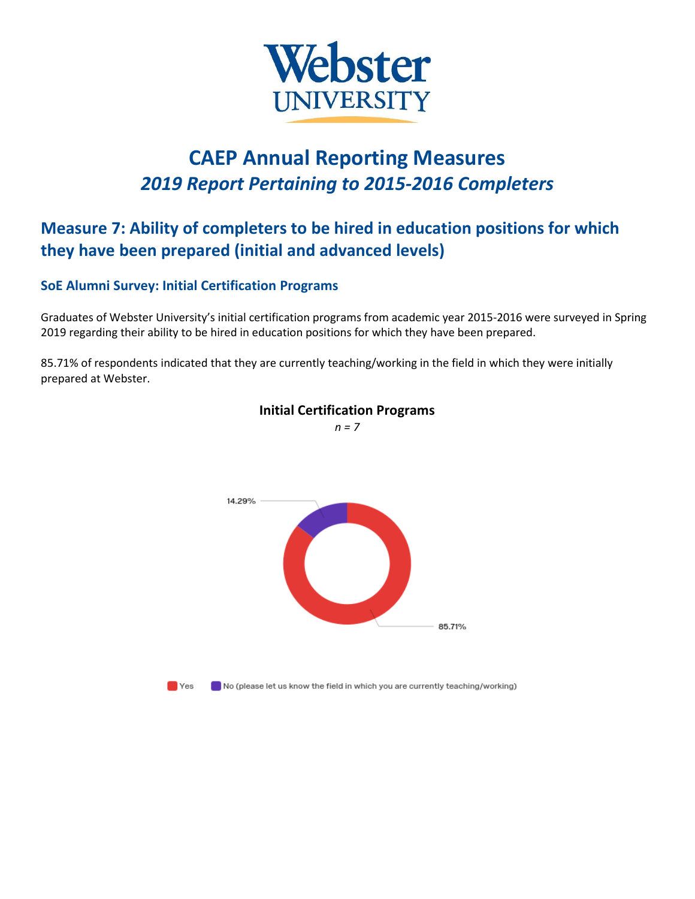Webster UNIVERSITY

# CAEP Annual Reporting Measures

## *2019 Report Pertaining to 2015-2016 Completers*

## Measure 7: Ability of completers to be hired in education positions for which they have been prepared (initial and advanced levels)

### SoE Alumni Survey: Initial Certification Programs

Graduates of Webster University's initial certification programs from academic year 2015-2016 were surveyed in Spring 2019 regarding their ability to be hired in education positions for which they have been prepared.

85.71% of respondents indicated that they are currently teaching/working in the field in which they were initially prepared at Webster.

**Initial Certification Programs**

*n = 7*

14.29%

85.71%

Yes    No (please let us know the field in which you are currently teaching/working)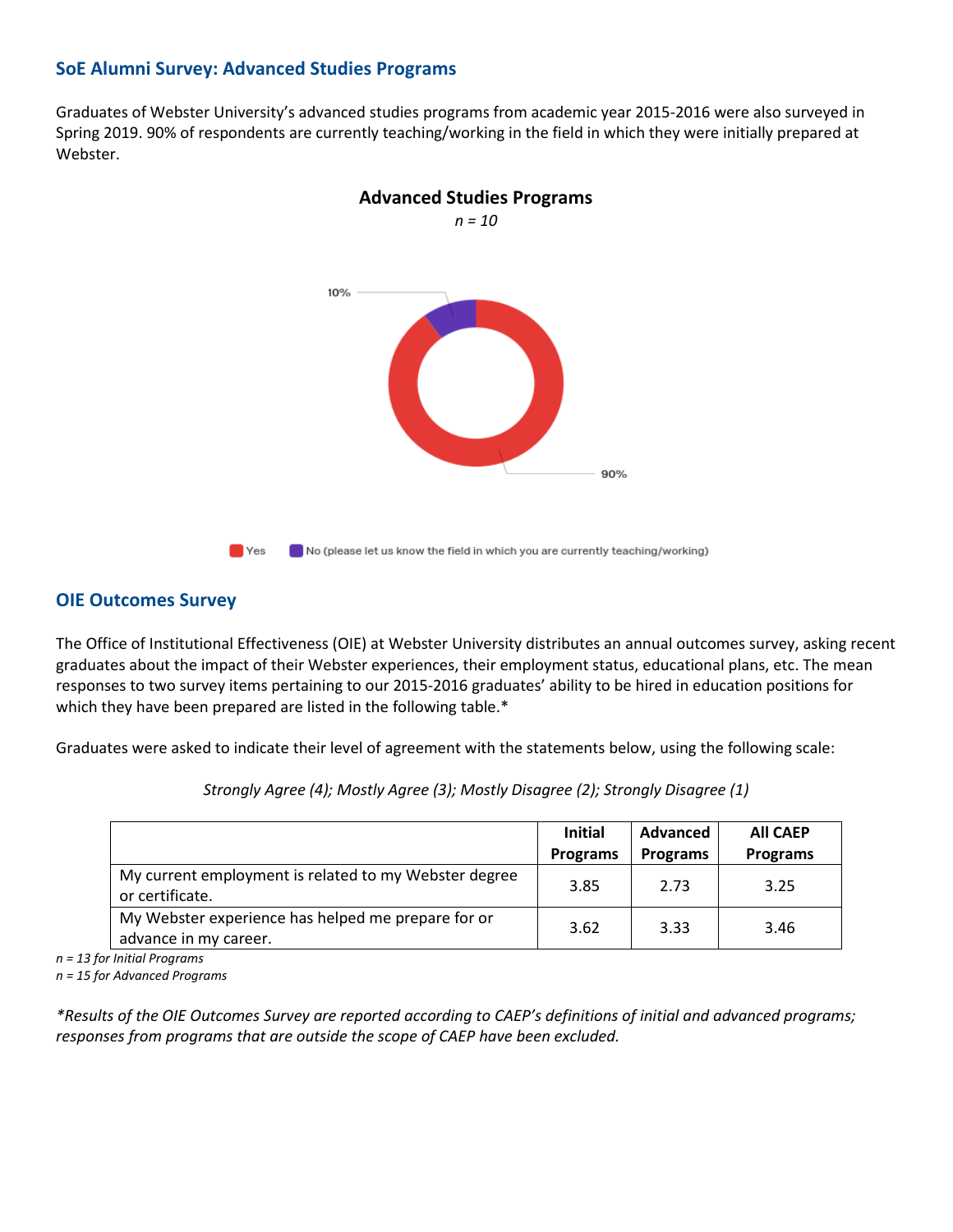## SoE Alumni Survey: Advanced Studies Programs

Graduates of Webster University's advanced studies programs from academic year 2015-2016 were also surveyed in Spring 2019. 90% of respondents are currently teaching/working in the field in which they were initially prepared at Webster.

**Advanced Studies Programs**

*n = 10*

10%

90%

Yes

No (please let us know the field in which you are currently teaching/working)

## OIE Outcomes Survey

The Office of Institutional Effectiveness (OIE) at Webster University distributes an annual outcomes survey, asking recent graduates about the impact of their Webster experiences, their employment status, educational plans, etc. The mean responses to two survey items pertaining to our 2015-2016 graduates' ability to be hired in education positions for which they have been prepared are listed in the following table.*

Graduates were asked to indicate their level of agreement with the statements below, using the following scale:

*Strongly Agree (4); Mostly Agree (3); Mostly Disagree (2); Strongly Disagree (1)*

| | Initial Programs | Advanced Programs | All CAEP Programs |
|---|---|---|---|
| My current employment is related to my Webster degree or certificate. | 3.85 | 2.73 | 3.25 |
| My Webster experience has helped me prepare for or advance in my career. | 3.62 | 3.33 | 3.46 |

*n = 13 for Initial Programs*
*n = 15 for Advanced Programs*

*Results of the OIE Outcomes Survey are reported according to CAEP's definitions of initial and advanced programs; responses from programs that are outside the scope of CAEP have been excluded.*